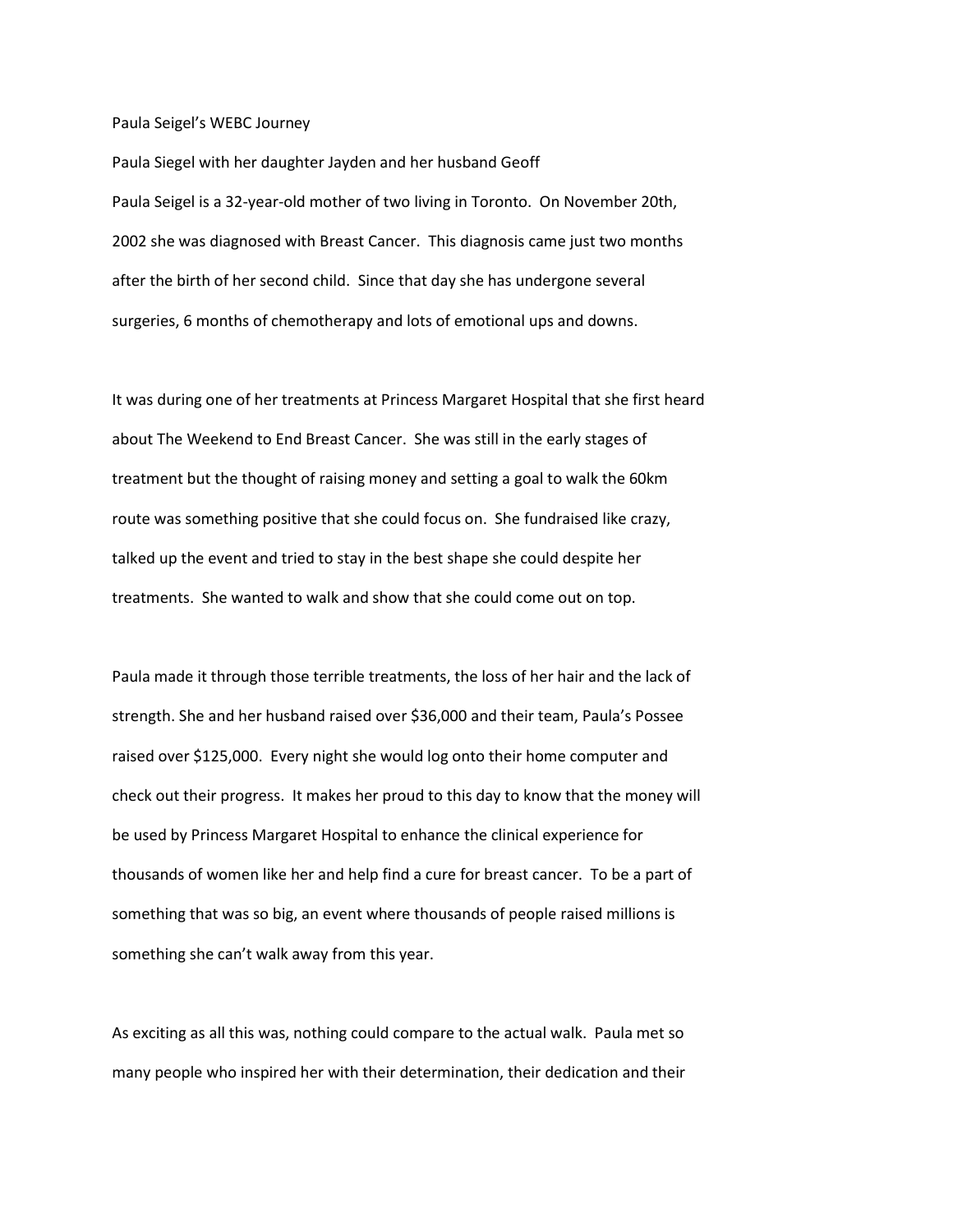Paula Seigel's WEBC Journey

Paula Siegel with her daughter Jayden and her husband Geoff

Paula Seigel is a 32-year-old mother of two living in Toronto. On November 20th, 2002 she was diagnosed with Breast Cancer. This diagnosis came just two months after the birth of her second child. Since that day she has undergone several surgeries, 6 months of chemotherapy and lots of emotional ups and downs.

It was during one of her treatments at Princess Margaret Hospital that she first heard about The Weekend to End Breast Cancer. She was still in the early stages of treatment but the thought of raising money and setting a goal to walk the 60km route was something positive that she could focus on. She fundraised like crazy, talked up the event and tried to stay in the best shape she could despite her treatments. She wanted to walk and show that she could come out on top.

Paula made it through those terrible treatments, the loss of her hair and the lack of strength. She and her husband raised over $36,000 and their team, Paula's Possee raised over $125,000. Every night she would log onto their home computer and check out their progress. It makes her proud to this day to know that the money will be used by Princess Margaret Hospital to enhance the clinical experience for thousands of women like her and help find a cure for breast cancer. To be a part of something that was so big, an event where thousands of people raised millions is something she can't walk away from this year.

As exciting as all this was, nothing could compare to the actual walk. Paula met so many people who inspired her with their determination, their dedication and their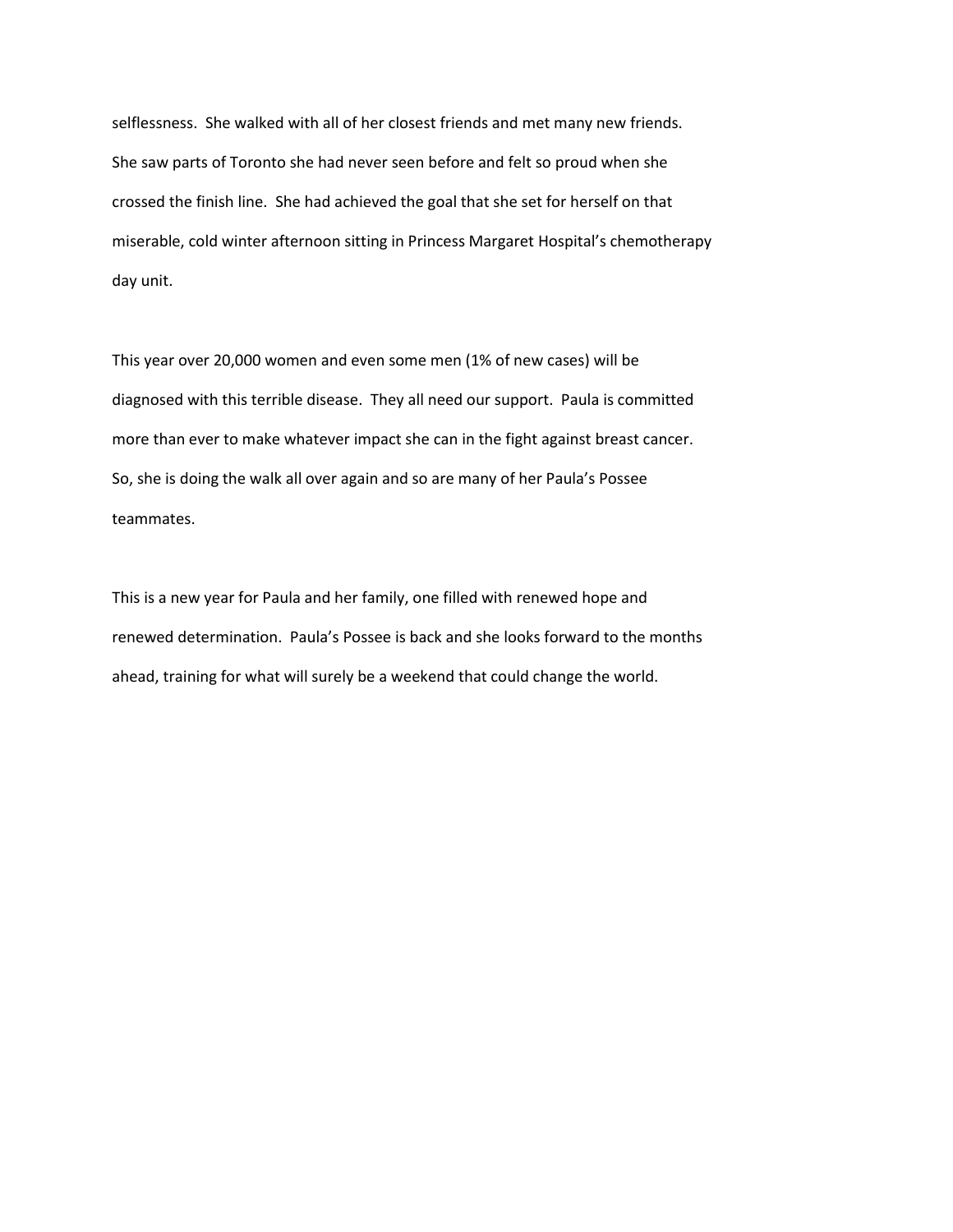selflessness. She walked with all of her closest friends and met many new friends. She saw parts of Toronto she had never seen before and felt so proud when she crossed the finish line. She had achieved the goal that she set for herself on that miserable, cold winter afternoon sitting in Princess Margaret Hospital's chemotherapy day unit.

This year over 20,000 women and even some men (1% of new cases) will be diagnosed with this terrible disease. They all need our support. Paula is committed more than ever to make whatever impact she can in the fight against breast cancer. So, she is doing the walk all over again and so are many of her Paula's Possee teammates.

This is a new year for Paula and her family, one filled with renewed hope and renewed determination. Paula's Possee is back and she looks forward to the months ahead, training for what will surely be a weekend that could change the world.